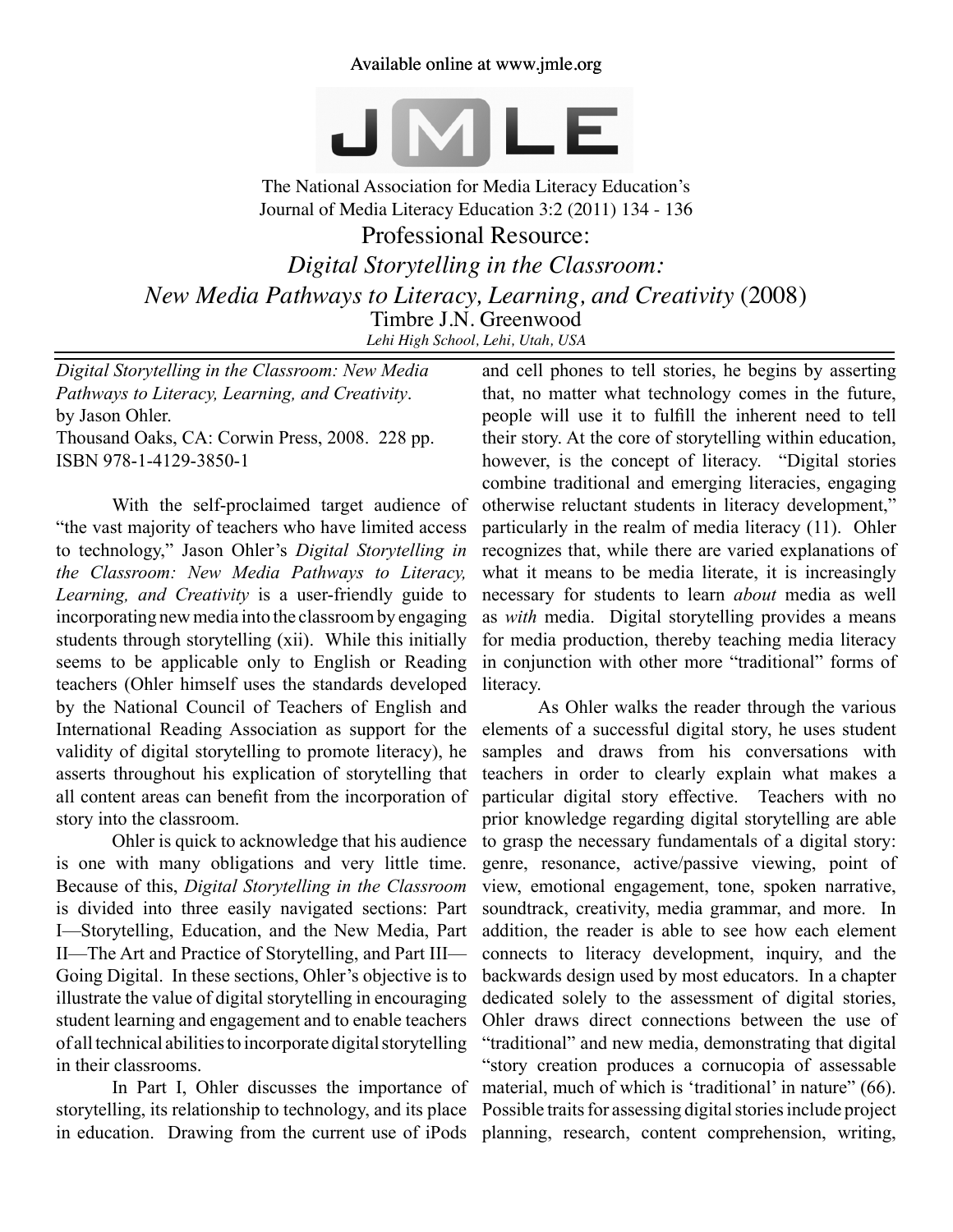Available online at www.jmle.org

The National Association for Media Literacy Education's
Journal of Media Literacy Education 3:2 (2011) 134 - 136

# Professional Resource: *Digital Storytelling in the Classroom: New Media Pathways to Literacy, Learning, and Creativity* (2008)

Timbre J.N. Greenwood

*Lehi High School, Lehi, Utah, USA*

---

*Digital Storytelling in the Classroom: New Media Pathways to Literacy, Learning, and Creativity*.
by Jason Ohler.
Thousand Oaks, CA: Corwin Press, 2008. 228 pp.
ISBN 978-1-4129-3850-1

With the self-proclaimed target audience of "the vast majority of teachers who have limited access to technology," Jason Ohler's *Digital Storytelling in the Classroom: New Media Pathways to Literacy, Learning, and Creativity* is a user-friendly guide to incorporating new media into the classroom by engaging students through storytelling (xii). While this initially seems to be applicable only to English or Reading teachers (Ohler himself uses the standards developed by the National Council of Teachers of English and International Reading Association as support for the validity of digital storytelling to promote literacy), he asserts throughout his explication of storytelling that all content areas can benefit from the incorporation of story into the classroom.

Ohler is quick to acknowledge that his audience is one with many obligations and very little time. Because of this, *Digital Storytelling in the Classroom* is divided into three easily navigated sections: Part I—Storytelling, Education, and the New Media, Part II—The Art and Practice of Storytelling, and Part III—Going Digital. In these sections, Ohler's objective is to illustrate the value of digital storytelling in encouraging student learning and engagement and to enable teachers of all technical abilities to incorporate digital storytelling in their classrooms.

In Part I, Ohler discusses the importance of storytelling, its relationship to technology, and its place in education. Drawing from the current use of iPods and cell phones to tell stories, he begins by asserting that, no matter what technology comes in the future, people will use it to fulfill the inherent need to tell their story. At the core of storytelling within education, however, is the concept of literacy. "Digital stories combine traditional and emerging literacies, engaging otherwise reluctant students in literacy development," particularly in the realm of media literacy (11). Ohler recognizes that, while there are varied explanations of what it means to be media literate, it is increasingly necessary for students to learn *about* media as well as *with* media. Digital storytelling provides a means for media production, thereby teaching media literacy in conjunction with other more "traditional" forms of literacy.

As Ohler walks the reader through the various elements of a successful digital story, he uses student samples and draws from his conversations with teachers in order to clearly explain what makes a particular digital story effective. Teachers with no prior knowledge regarding digital storytelling are able to grasp the necessary fundamentals of a digital story: genre, resonance, active/passive viewing, point of view, emotional engagement, tone, spoken narrative, soundtrack, creativity, media grammar, and more. In addition, the reader is able to see how each element connects to literacy development, inquiry, and the backwards design used by most educators. In a chapter dedicated solely to the assessment of digital stories, Ohler draws direct connections between the use of "traditional" and new media, demonstrating that digital "story creation produces a cornucopia of assessable material, much of which is 'traditional' in nature" (66). Possible traits for assessing digital stories include project planning, research, content comprehension, writing,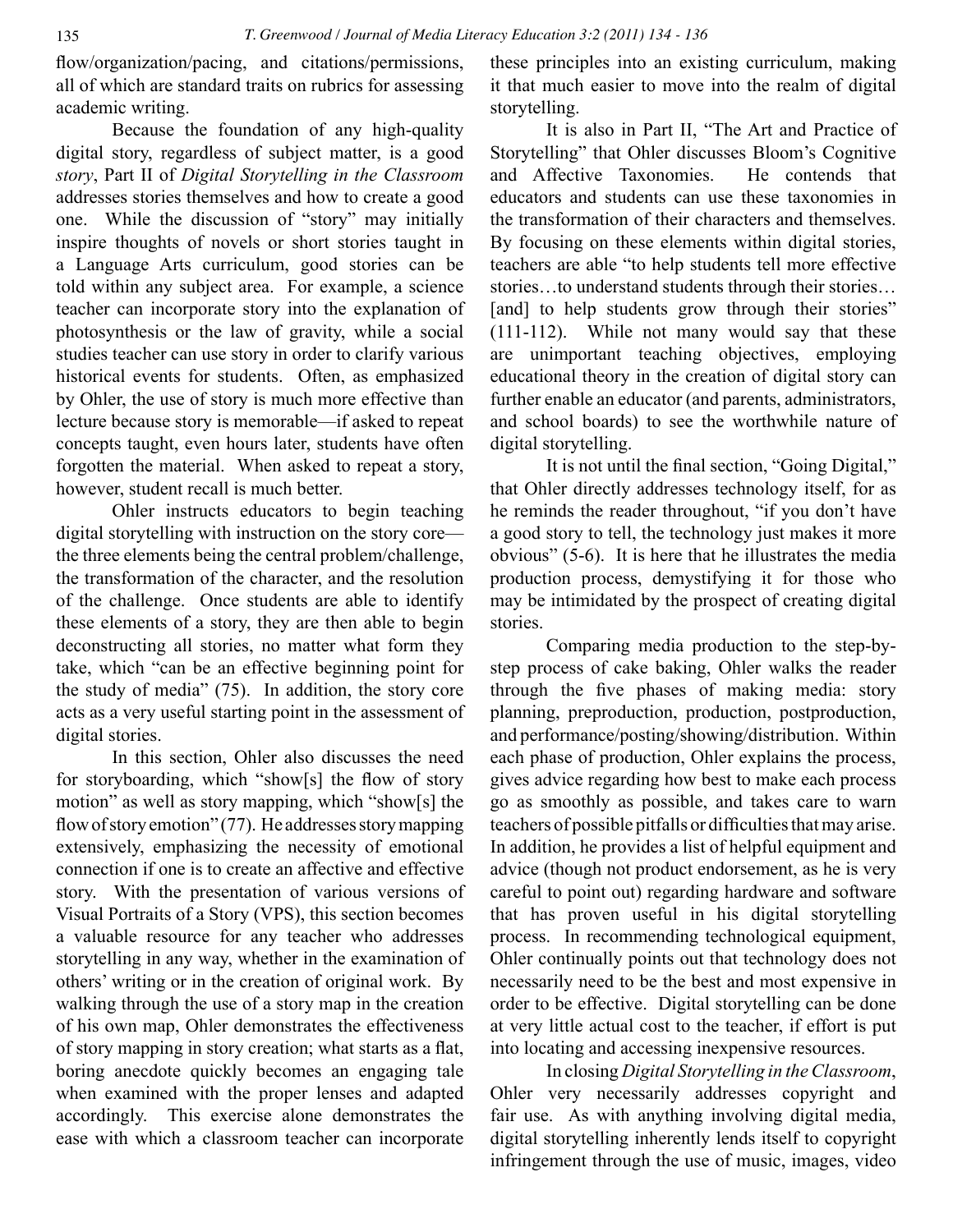flow/organization/pacing, and citations/permissions, all of which are standard traits on rubrics for assessing academic writing.

Because the foundation of any high-quality digital story, regardless of subject matter, is a good *story*, Part II of *Digital Storytelling in the Classroom* addresses stories themselves and how to create a good one. While the discussion of "story" may initially inspire thoughts of novels or short stories taught in a Language Arts curriculum, good stories can be told within any subject area. For example, a science teacher can incorporate story into the explanation of photosynthesis or the law of gravity, while a social studies teacher can use story in order to clarify various historical events for students. Often, as emphasized by Ohler, the use of story is much more effective than lecture because story is memorable—if asked to repeat concepts taught, even hours later, students have often forgotten the material. When asked to repeat a story, however, student recall is much better.

Ohler instructs educators to begin teaching digital storytelling with instruction on the story core—the three elements being the central problem/challenge, the transformation of the character, and the resolution of the challenge. Once students are able to identify these elements of a story, they are then able to begin deconstructing all stories, no matter what form they take, which "can be an effective beginning point for the study of media" (75). In addition, the story core acts as a very useful starting point in the assessment of digital stories.

In this section, Ohler also discusses the need for storyboarding, which "show[s] the flow of story motion" as well as story mapping, which "show[s] the flow of story emotion" (77). He addresses story mapping extensively, emphasizing the necessity of emotional connection if one is to create an affective and effective story. With the presentation of various versions of Visual Portraits of a Story (VPS), this section becomes a valuable resource for any teacher who addresses storytelling in any way, whether in the examination of others' writing or in the creation of original work. By walking through the use of a story map in the creation of his own map, Ohler demonstrates the effectiveness of story mapping in story creation; what starts as a flat, boring anecdote quickly becomes an engaging tale when examined with the proper lenses and adapted accordingly. This exercise alone demonstrates the ease with which a classroom teacher can incorporate these principles into an existing curriculum, making it that much easier to move into the realm of digital storytelling.

It is also in Part II, "The Art and Practice of Storytelling" that Ohler discusses Bloom's Cognitive and Affective Taxonomies. He contends that educators and students can use these taxonomies in the transformation of their characters and themselves. By focusing on these elements within digital stories, teachers are able "to help students tell more effective stories…to understand students through their stories… [and] to help students grow through their stories" (111-112). While not many would say that these are unimportant teaching objectives, employing educational theory in the creation of digital story can further enable an educator (and parents, administrators, and school boards) to see the worthwhile nature of digital storytelling.

It is not until the final section, "Going Digital," that Ohler directly addresses technology itself, for as he reminds the reader throughout, "if you don't have a good story to tell, the technology just makes it more obvious" (5-6). It is here that he illustrates the media production process, demystifying it for those who may be intimidated by the prospect of creating digital stories.

Comparing media production to the step-by-step process of cake baking, Ohler walks the reader through the five phases of making media: story planning, preproduction, production, postproduction, and performance/posting/showing/distribution. Within each phase of production, Ohler explains the process, gives advice regarding how best to make each process go as smoothly as possible, and takes care to warn teachers of possible pitfalls or difficulties that may arise. In addition, he provides a list of helpful equipment and advice (though not product endorsement, as he is very careful to point out) regarding hardware and software that has proven useful in his digital storytelling process. In recommending technological equipment, Ohler continually points out that technology does not necessarily need to be the best and most expensive in order to be effective. Digital storytelling can be done at very little actual cost to the teacher, if effort is put into locating and accessing inexpensive resources.

In closing *Digital Storytelling in the Classroom*, Ohler very necessarily addresses copyright and fair use. As with anything involving digital media, digital storytelling inherently lends itself to copyright infringement through the use of music, images, video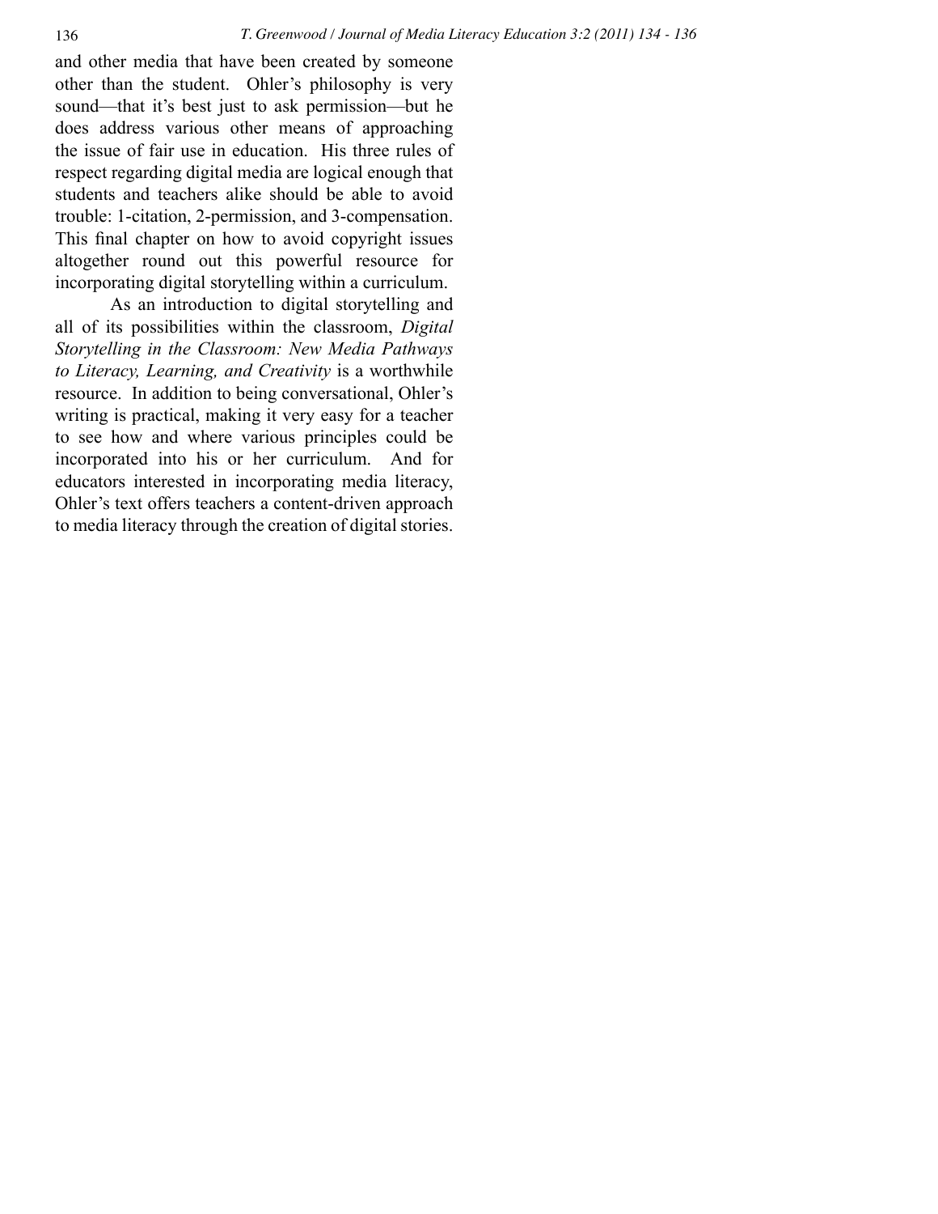and other media that have been created by someone other than the student. Ohler's philosophy is very sound—that it's best just to ask permission—but he does address various other means of approaching the issue of fair use in education. His three rules of respect regarding digital media are logical enough that students and teachers alike should be able to avoid trouble: 1-citation, 2-permission, and 3-compensation. This final chapter on how to avoid copyright issues altogether round out this powerful resource for incorporating digital storytelling within a curriculum.

As an introduction to digital storytelling and all of its possibilities within the classroom, *Digital Storytelling in the Classroom: New Media Pathways to Literacy, Learning, and Creativity* is a worthwhile resource. In addition to being conversational, Ohler's writing is practical, making it very easy for a teacher to see how and where various principles could be incorporated into his or her curriculum. And for educators interested in incorporating media literacy, Ohler's text offers teachers a content-driven approach to media literacy through the creation of digital stories.